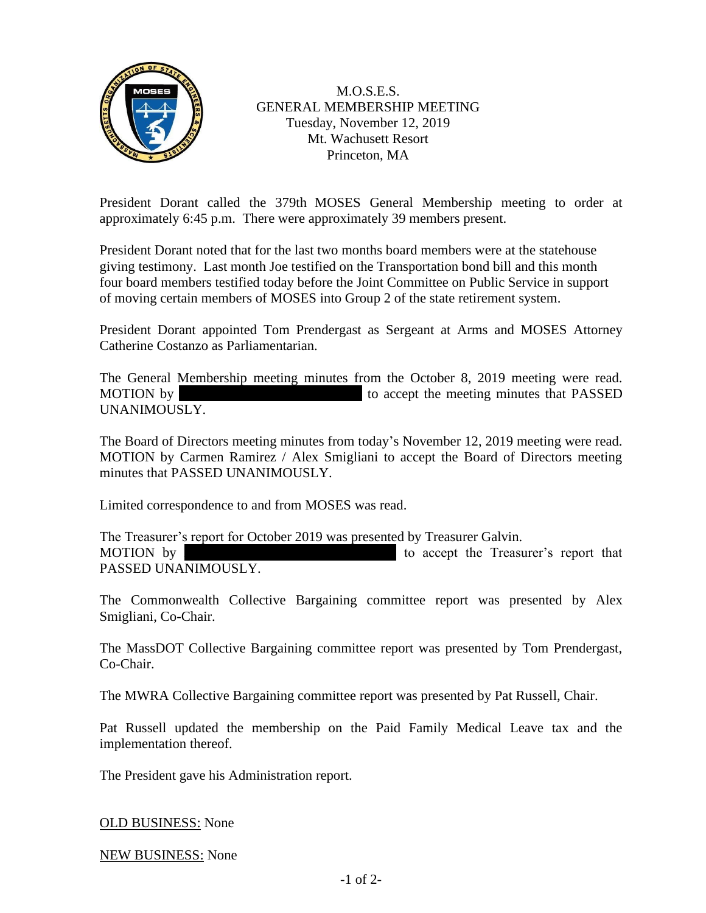# M.O.S.E.S.
## GENERAL MEMBERSHIP MEETING
Tuesday, November 12, 2019
Mt. Wachusett Resort
Princeton, MA

President Dorant called the 379th MOSES General Membership meeting to order at approximately 6:45 p.m. There were approximately 39 members present.

President Dorant noted that for the last two months board members were at the statehouse giving testimony. Last month Joe testified on the Transportation bond bill and this month four board members testified today before the Joint Committee on Public Service in support of moving certain members of MOSES into Group 2 of the state retirement system.

President Dorant appointed Tom Prendergast as Sergeant at Arms and MOSES Attorney Catherine Costanzo as Parliamentarian.

The General Membership meeting minutes from the October 8, 2019 meeting were read. MOTION by [REDACTED] to accept the meeting minutes that PASSED UNANIMOUSLY.

The Board of Directors meeting minutes from today's November 12, 2019 meeting were read. MOTION by Carmen Ramirez / Alex Smigliani to accept the Board of Directors meeting minutes that PASSED UNANIMOUSLY.

Limited correspondence to and from MOSES was read.

The Treasurer's report for October 2019 was presented by Treasurer Galvin.
MOTION by [REDACTED] to accept the Treasurer's report that PASSED UNANIMOUSLY.

The Commonwealth Collective Bargaining committee report was presented by Alex Smigliani, Co-Chair.

The MassDOT Collective Bargaining committee report was presented by Tom Prendergast, Co-Chair.

The MWRA Collective Bargaining committee report was presented by Pat Russell, Chair.

Pat Russell updated the membership on the Paid Family Medical Leave tax and the implementation thereof.

The President gave his Administration report.

OLD BUSINESS: None

NEW BUSINESS: None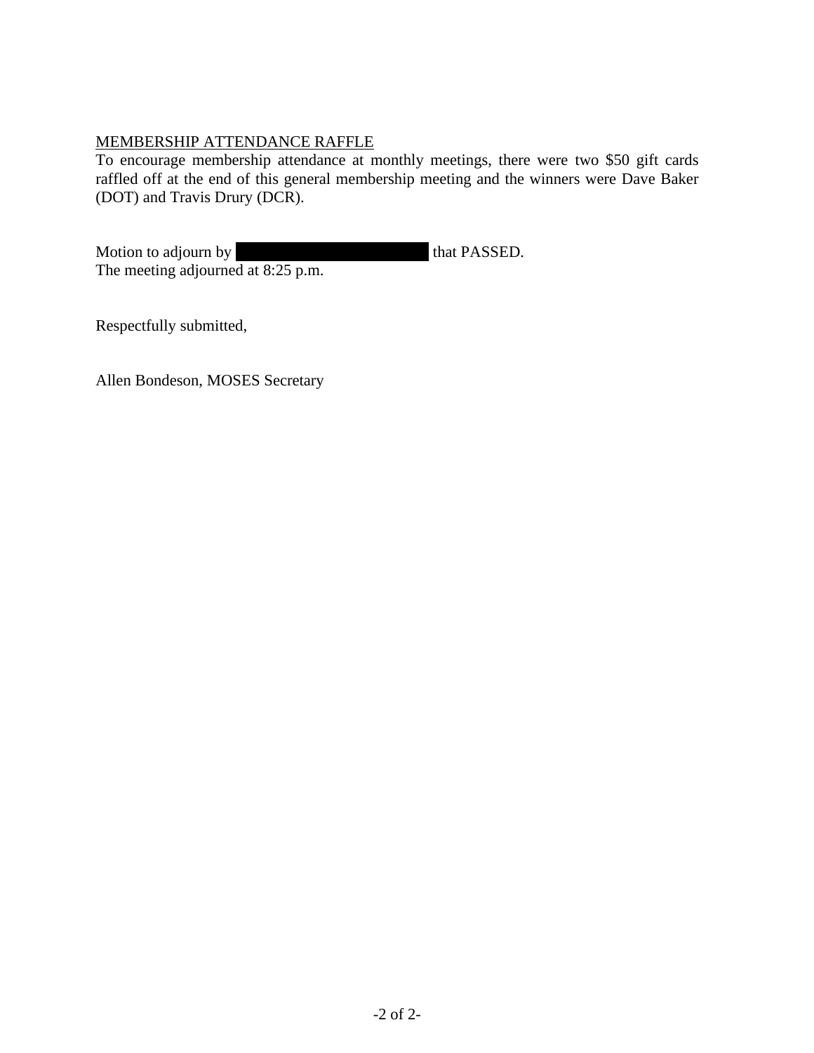<u>MEMBERSHIP ATTENDANCE RAFFLE</u>

To encourage membership attendance at monthly meetings, there were two $50 gift cards raffled off at the end of this general membership meeting and the winners were Dave Baker (DOT) and Travis Drury (DCR).

Motion to adjourn by ████████████████ that PASSED.
The meeting adjourned at 8:25 p.m.

Respectfully submitted,

Allen Bondeson, MOSES Secretary